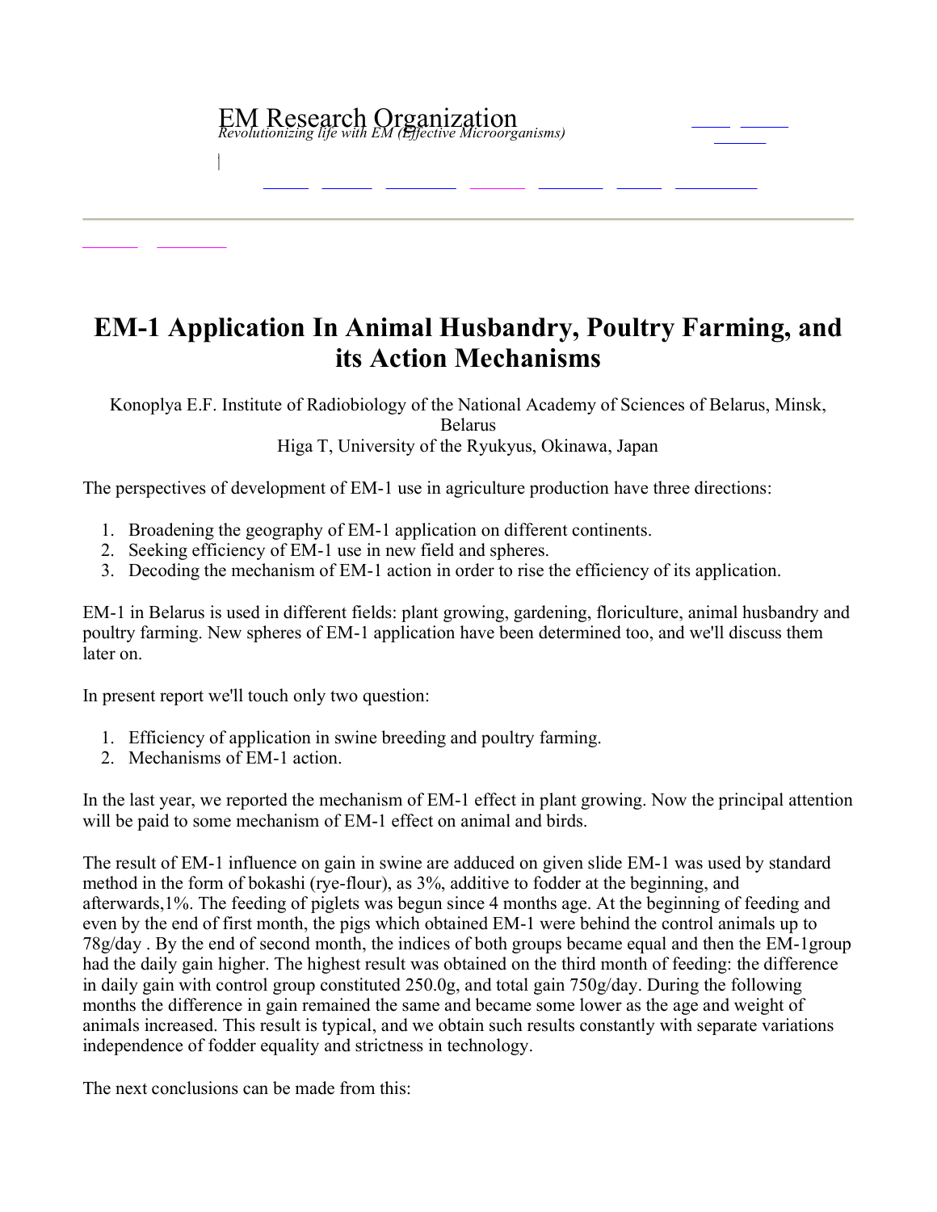EM Research Organization
*Revolutionizing life with EM (Effective Microorganisms)*

# EM-1 Application In Animal Husbandry, Poultry Farming, and its Action Mechanisms

Konoplya E.F. Institute of Radiobiology of the National Academy of Sciences of Belarus, Minsk, Belarus
Higa T, University of the Ryukyus, Okinawa, Japan

The perspectives of development of EM-1 use in agriculture production have three directions:

1. Broadening the geography of EM-1 application on different continents.
2. Seeking efficiency of EM-1 use in new field and spheres.
3. Decoding the mechanism of EM-1 action in order to rise the efficiency of its application.

EM-1 in Belarus is used in different fields: plant growing, gardening, floriculture, animal husbandry and poultry farming. New spheres of EM-1 application have been determined too, and we'll discuss them later on.

In present report we'll touch only two question:

1. Efficiency of application in swine breeding and poultry farming.
2. Mechanisms of EM-1 action.

In the last year, we reported the mechanism of EM-1 effect in plant growing. Now the principal attention will be paid to some mechanism of EM-1 effect on animal and birds.

The result of EM-1 influence on gain in swine are adduced on given slide EM-1 was used by standard method in the form of bokashi (rye-flour), as 3%, additive to fodder at the beginning, and afterwards,1%. The feeding of piglets was begun since 4 months age. At the beginning of feeding and even by the end of first month, the pigs which obtained EM-1 were behind the control animals up to 78g/day . By the end of second month, the indices of both groups became equal and then the EM-1group had the daily gain higher. The highest result was obtained on the third month of feeding: the difference in daily gain with control group constituted 250.0g, and total gain 750g/day. During the following months the difference in gain remained the same and became some lower as the age and weight of animals increased. This result is typical, and we obtain such results constantly with separate variations independence of fodder equality and strictness in technology.

The next conclusions can be made from this: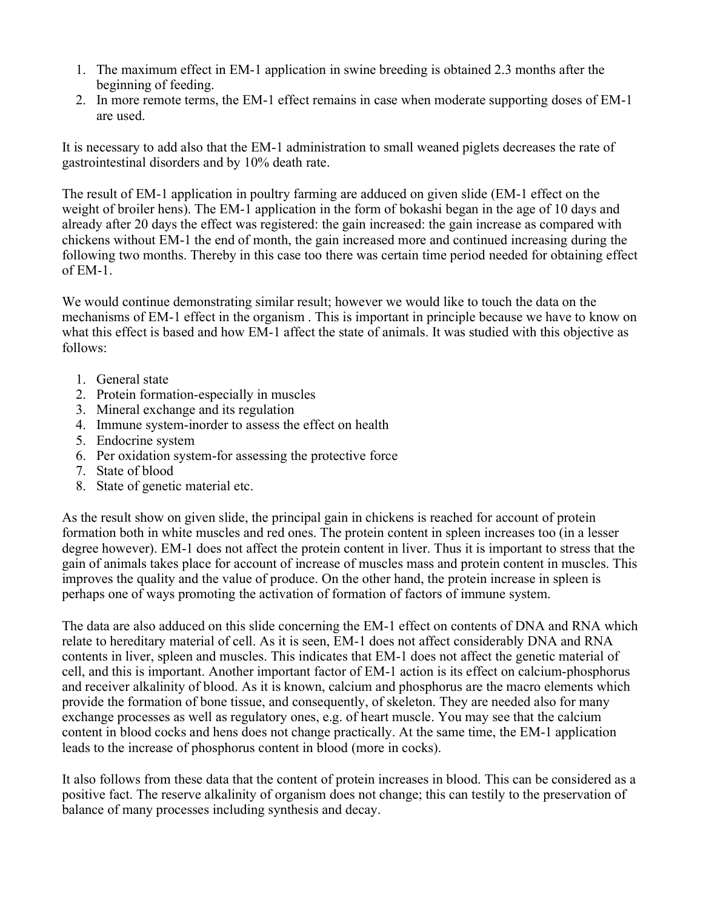1. The maximum effect in EM-1 application in swine breeding is obtained 2.3 months after the beginning of feeding.
2. In more remote terms, the EM-1 effect remains in case when moderate supporting doses of EM-1 are used.

It is necessary to add also that the EM-1 administration to small weaned piglets decreases the rate of gastrointestinal disorders and by 10% death rate.

The result of EM-1 application in poultry farming are adduced on given slide (EM-1 effect on the weight of broiler hens). The EM-1 application in the form of bokashi began in the age of 10 days and already after 20 days the effect was registered: the gain increased: the gain increase as compared with chickens without EM-1 the end of month, the gain increased more and continued increasing during the following two months. Thereby in this case too there was certain time period needed for obtaining effect of EM-1.

We would continue demonstrating similar result; however we would like to touch the data on the mechanisms of EM-1 effect in the organism . This is important in principle because we have to know on what this effect is based and how EM-1 affect the state of animals. It was studied with this objective as follows:

1. General state
2. Protein formation-especially in muscles
3. Mineral exchange and its regulation
4. Immune system-inorder to assess the effect on health
5. Endocrine system
6. Per oxidation system-for assessing the protective force
7. State of blood
8. State of genetic material etc.

As the result show on given slide, the principal gain in chickens is reached for account of protein formation both in white muscles and red ones. The protein content in spleen increases too (in a lesser degree however). EM-1 does not affect the protein content in liver. Thus it is important to stress that the gain of animals takes place for account of increase of muscles mass and protein content in muscles. This improves the quality and the value of produce. On the other hand, the protein increase in spleen is perhaps one of ways promoting the activation of formation of factors of immune system.

The data are also adduced on this slide concerning the EM-1 effect on contents of DNA and RNA which relate to hereditary material of cell. As it is seen, EM-1 does not affect considerably DNA and RNA contents in liver, spleen and muscles. This indicates that EM-1 does not affect the genetic material of cell, and this is important. Another important factor of EM-1 action is its effect on calcium-phosphorus and receiver alkalinity of blood. As it is known, calcium and phosphorus are the macro elements which provide the formation of bone tissue, and consequently, of skeleton. They are needed also for many exchange processes as well as regulatory ones, e.g. of heart muscle. You may see that the calcium content in blood cocks and hens does not change practically. At the same time, the EM-1 application leads to the increase of phosphorus content in blood (more in cocks).

It also follows from these data that the content of protein increases in blood. This can be considered as a positive fact. The reserve alkalinity of organism does not change; this can testily to the preservation of balance of many processes including synthesis and decay.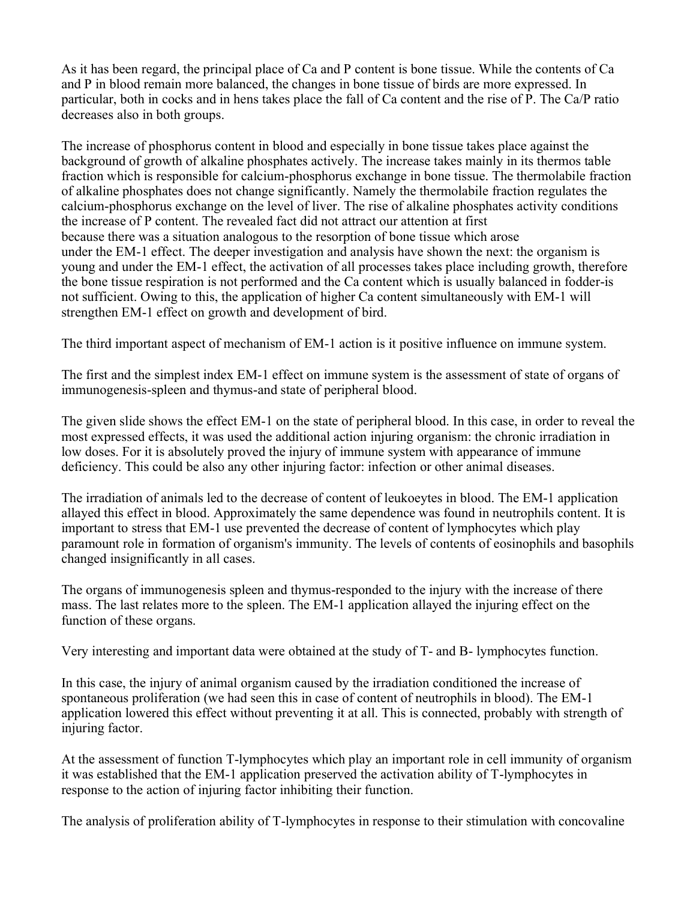As it has been regard, the principal place of Ca and P content is bone tissue. While the contents of Ca and P in blood remain more balanced, the changes in bone tissue of birds are more expressed. In particular, both in cocks and in hens takes place the fall of Ca content and the rise of P. The Ca/P ratio decreases also in both groups.

The increase of phosphorus content in blood and especially in bone tissue takes place against the background of growth of alkaline phosphates actively. The increase takes mainly in its thermos table fraction which is responsible for calcium-phosphorus exchange in bone tissue. The thermolabile fraction of alkaline phosphates does not change significantly. Namely the thermolabile fraction regulates the calcium-phosphorus exchange on the level of liver. The rise of alkaline phosphates activity conditions the increase of P content. The revealed fact did not attract our attention at first because there was a situation analogous to the resorption of bone tissue which arose under the EM-1 effect. The deeper investigation and analysis have shown the next: the organism is young and under the EM-1 effect, the activation of all processes takes place including growth, therefore the bone tissue respiration is not performed and the Ca content which is usually balanced in fodder-is not sufficient. Owing to this, the application of higher Ca content simultaneously with EM-1 will strengthen EM-1 effect on growth and development of bird.

The third important aspect of mechanism of EM-1 action is it positive influence on immune system.

The first and the simplest index EM-1 effect on immune system is the assessment of state of organs of immunogenesis-spleen and thymus-and state of peripheral blood.

The given slide shows the effect EM-1 on the state of peripheral blood. In this case, in order to reveal the most expressed effects, it was used the additional action injuring organism: the chronic irradiation in low doses. For it is absolutely proved the injury of immune system with appearance of immune deficiency. This could be also any other injuring factor: infection or other animal diseases.

The irradiation of animals led to the decrease of content of leukoeytes in blood. The EM-1 application allayed this effect in blood. Approximately the same dependence was found in neutrophils content. It is important to stress that EM-1 use prevented the decrease of content of lymphocytes which play paramount role in formation of organism's immunity. The levels of contents of eosinophils and basophils changed insignificantly in all cases.

The organs of immunogenesis spleen and thymus-responded to the injury with the increase of there mass. The last relates more to the spleen. The EM-1 application allayed the injuring effect on the function of these organs.

Very interesting and important data were obtained at the study of T- and B- lymphocytes function.

In this case, the injury of animal organism caused by the irradiation conditioned the increase of spontaneous proliferation (we had seen this in case of content of neutrophils in blood). The EM-1 application lowered this effect without preventing it at all. This is connected, probably with strength of injuring factor.

At the assessment of function T-lymphocytes which play an important role in cell immunity of organism it was established that the EM-1 application preserved the activation ability of T-lymphocytes in response to the action of injuring factor inhibiting their function.

The analysis of proliferation ability of T-lymphocytes in response to their stimulation with concovaline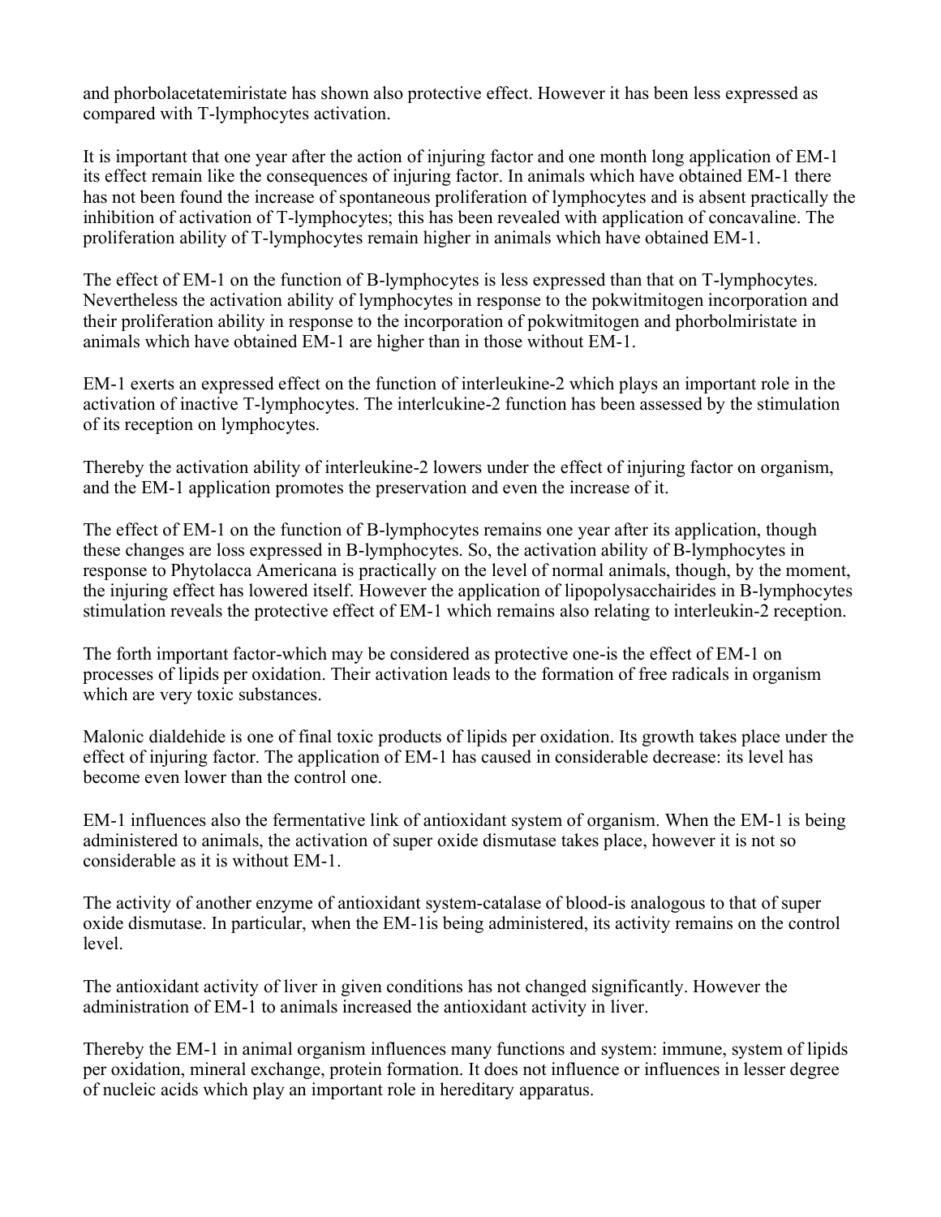and phorbolacetatemiristate has shown also protective effect. However it has been less expressed as compared with T-lymphocytes activation.

It is important that one year after the action of injuring factor and one month long application of EM-1 its effect remain like the consequences of injuring factor. In animals which have obtained EM-1 there has not been found the increase of spontaneous proliferation of lymphocytes and is absent practically the inhibition of activation of T-lymphocytes; this has been revealed with application of concavaline. The proliferation ability of T-lymphocytes remain higher in animals which have obtained EM-1.

The effect of EM-1 on the function of B-lymphocytes is less expressed than that on T-lymphocytes. Nevertheless the activation ability of lymphocytes in response to the pokwitmitogen incorporation and their proliferation ability in response to the incorporation of pokwitmitogen and phorbolmiristate in animals which have obtained EM-1 are higher than in those without EM-1.

EM-1 exerts an expressed effect on the function of interleukine-2 which plays an important role in the activation of inactive T-lymphocytes. The interlcukine-2 function has been assessed by the stimulation of its reception on lymphocytes.

Thereby the activation ability of interleukine-2 lowers under the effect of injuring factor on organism, and the EM-1 application promotes the preservation and even the increase of it.

The effect of EM-1 on the function of B-lymphocytes remains one year after its application, though these changes are loss expressed in B-lymphocytes. So, the activation ability of B-lymphocytes in response to Phytolacca Americana is practically on the level of normal animals, though, by the moment, the injuring effect has lowered itself. However the application of lipopolysacchairides in B-lymphocytes stimulation reveals the protective effect of EM-1 which remains also relating to interleukin-2 reception.

The forth important factor-which may be considered as protective one-is the effect of EM-1 on processes of lipids per oxidation. Their activation leads to the formation of free radicals in organism which are very toxic substances.

Malonic dialdehide is one of final toxic products of lipids per oxidation. Its growth takes place under the effect of injuring factor. The application of EM-1 has caused in considerable decrease: its level has become even lower than the control one.

EM-1 influences also the fermentative link of antioxidant system of organism. When the EM-1 is being administered to animals, the activation of super oxide dismutase takes place, however it is not so considerable as it is without EM-1.

The activity of another enzyme of antioxidant system-catalase of blood-is analogous to that of super oxide dismutase. In particular, when the EM-1is being administered, its activity remains on the control level.

The antioxidant activity of liver in given conditions has not changed significantly. However the administration of EM-1 to animals increased the antioxidant activity in liver.

Thereby the EM-1 in animal organism influences many functions and system: immune, system of lipids per oxidation, mineral exchange, protein formation. It does not influence or influences in lesser degree of nucleic acids which play an important role in hereditary apparatus.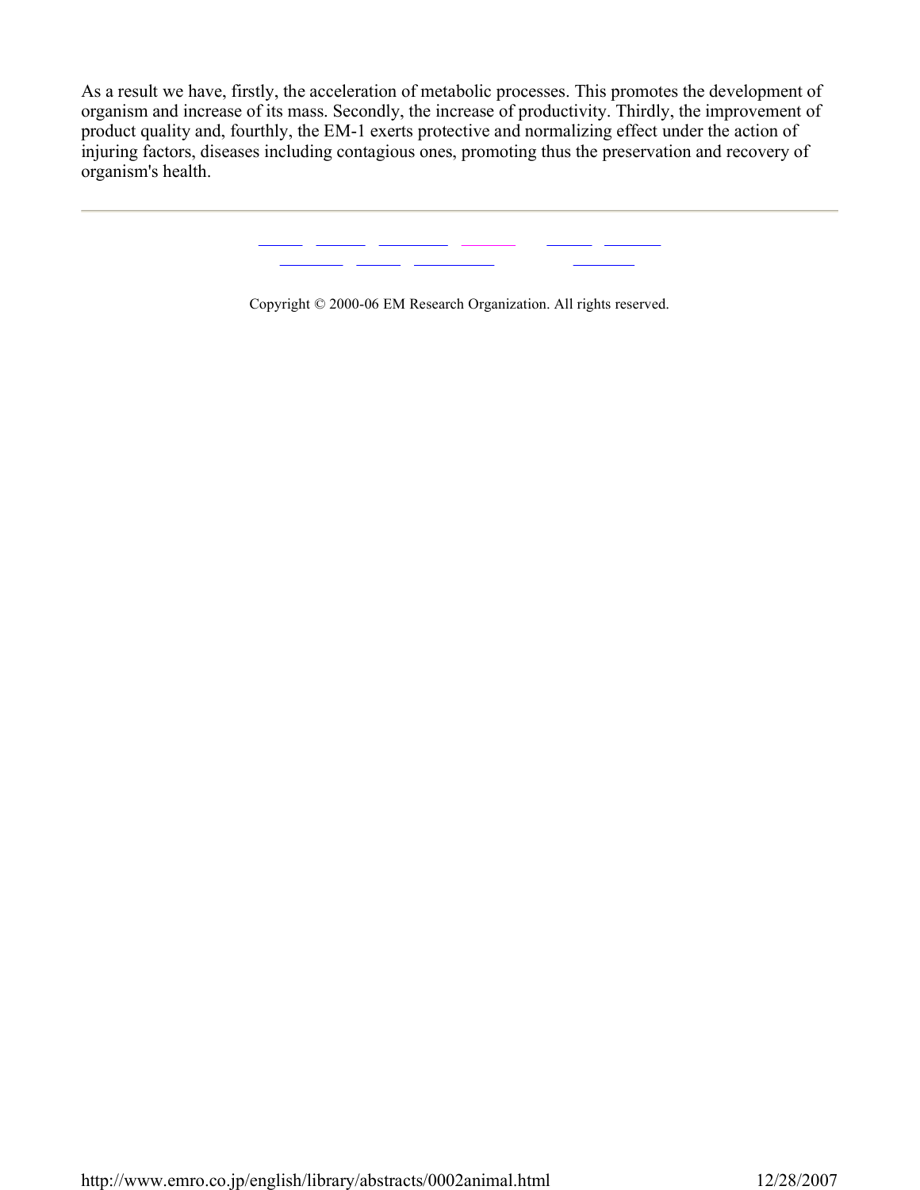As a result we have, firstly, the acceleration of metabolic processes. This promotes the development of organism and increase of its mass. Secondly, the increase of productivity. Thirdly, the improvement of product quality and, fourthly, the EM-1 exerts protective and normalizing effect under the action of injuring factors, diseases including contagious ones, promoting thus the preservation and recovery of organism's health.

---

Copyright © 2000-06 EM Research Organization. All rights reserved.